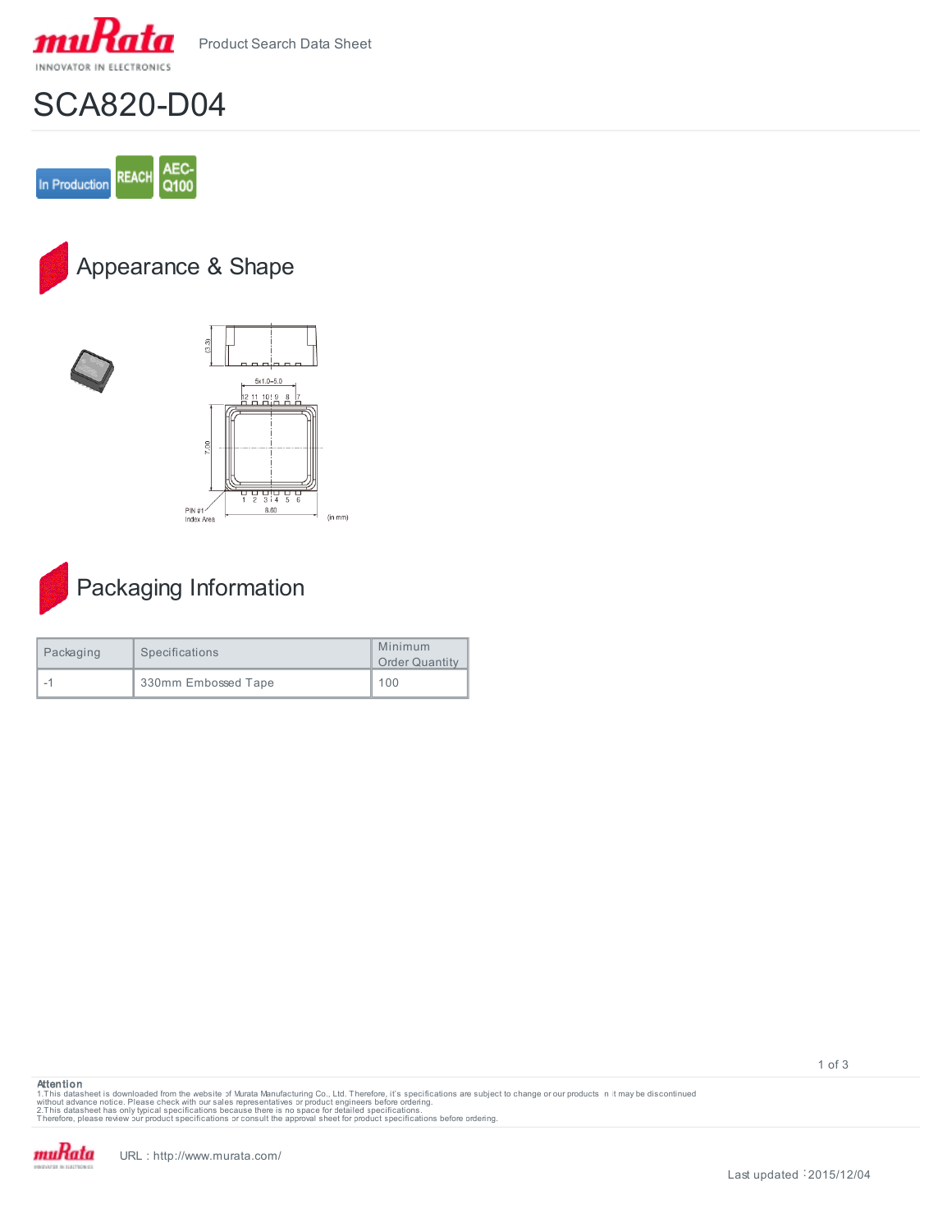Product Search Data Sheet

# SCA820-D04

In Production | REACH | AEC-Q100

## Appearance & Shape

## Packaging Information

| Packaging | Specifications | Minimum Order Quantity |
|---|---|---|
| -1 | 330mm Embossed Tape | 100 |

**Attention**

1.This datasheet is downloaded from the website of Murata Manufacturing Co., Ltd. Therefore, it's specifications are subject to change or our products in it may be discontinued without advance notice. Please check with our sales representatives or product engineers before ordering.
2.This datasheet has only typical specifications because there is no space for detailed specifications.
Therefore, please review our product specifications or consult the approval sheet for product specifications before ordering.

URL : http://www.murata.com/

Last updated : 2015/12/04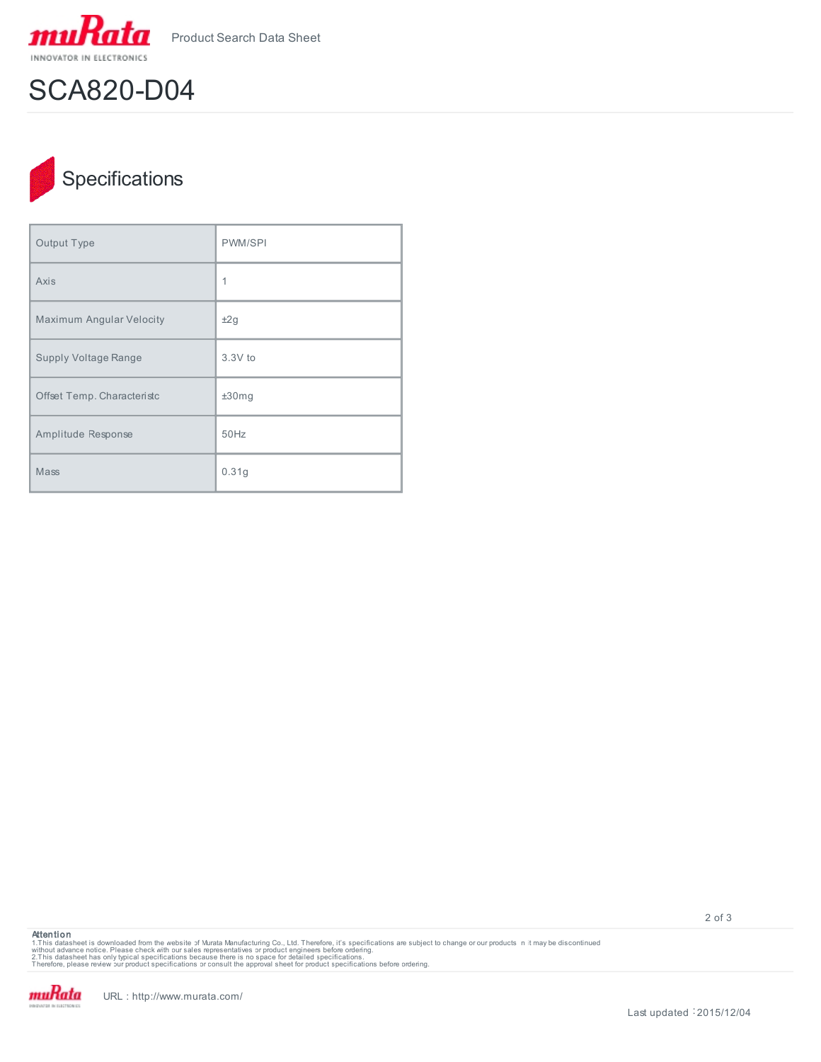# SCA820-D04

## Specifications

| | |
|---|---|
| Output Type | PWM/SPI |
| Axis | 1 |
| Maximum Angular Velocity | ±2g |
| Supply Voltage Range | 3.3V to |
| Offset Temp. Characteristc | ±30mg |
| Amplitude Response | 50Hz |
| Mass | 0.31g |

**Attention**
1.This datasheet is downloaded from the website of Murata Manufacturing Co., Ltd. Therefore, it's specifications are subject to change or our products in it may be discontinued without advance notice. Please check with our sales representatives or product engineers before ordering.
2.This datasheet has only typical specifications because there is no space for detailed specifications.
Therefore, please review our product specifications or consult the approval sheet for product specifications before ordering.

URL : http://www.murata.com/

Last updated : 2015/12/04